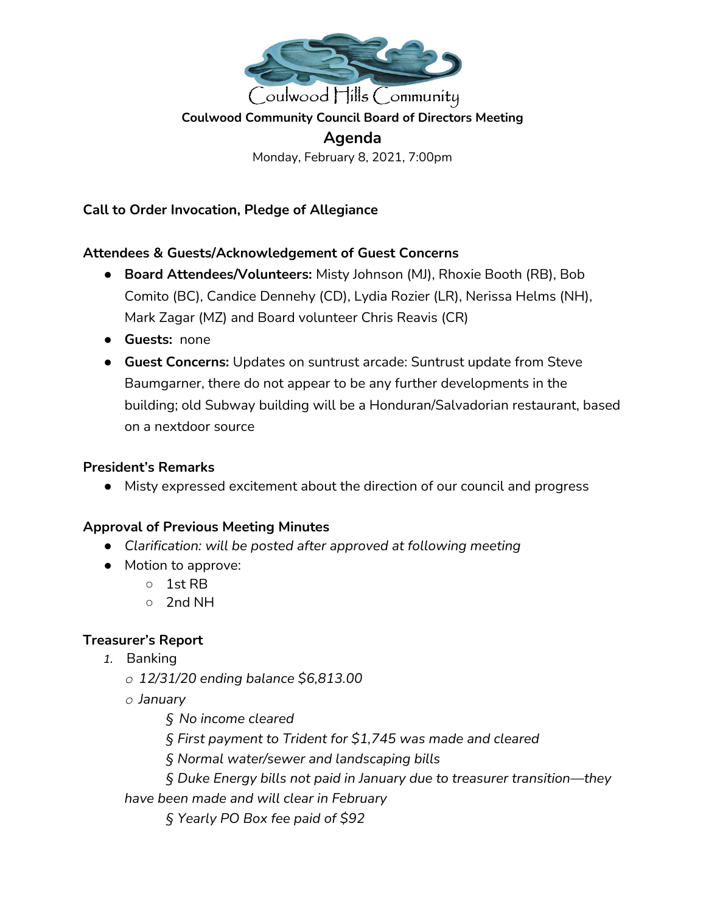Coulwood Hills Community

**Coulwood Community Council Board of Directors Meeting**

## Agenda

Monday, February 8, 2021, 7:00pm

### Call to Order Invocation, Pledge of Allegiance

### Attendees & Guests/Acknowledgement of Guest Concerns

- **Board Attendees/Volunteers:** Misty Johnson (MJ), Rhoxie Booth (RB), Bob Comito (BC), Candice Dennehy (CD), Lydia Rozier (LR), Nerissa Helms (NH), Mark Zagar (MZ) and Board volunteer Chris Reavis (CR)
- **Guests:** none
- **Guest Concerns:** Updates on suntrust arcade: Suntrust update from Steve Baumgarner, there do not appear to be any further developments in the building; old Subway building will be a Honduran/Salvadorian restaurant, based on a nextdoor source

### President's Remarks

- Misty expressed excitement about the direction of our council and progress

### Approval of Previous Meeting Minutes

- *Clarification: will be posted after approved at following meeting*
- Motion to approve:
  - 1st RB
  - 2nd NH

### Treasurer's Report

1. Banking
   - *12/31/20 ending balance $6,813.00*
   - *January*
     - *No income cleared*
     - *First payment to Trident for $1,745 was made and cleared*
     - *Normal water/sewer and landscaping bills*
     - *Duke Energy bills not paid in January due to treasurer transition—they have been made and will clear in February*
     - *Yearly PO Box fee paid of $92*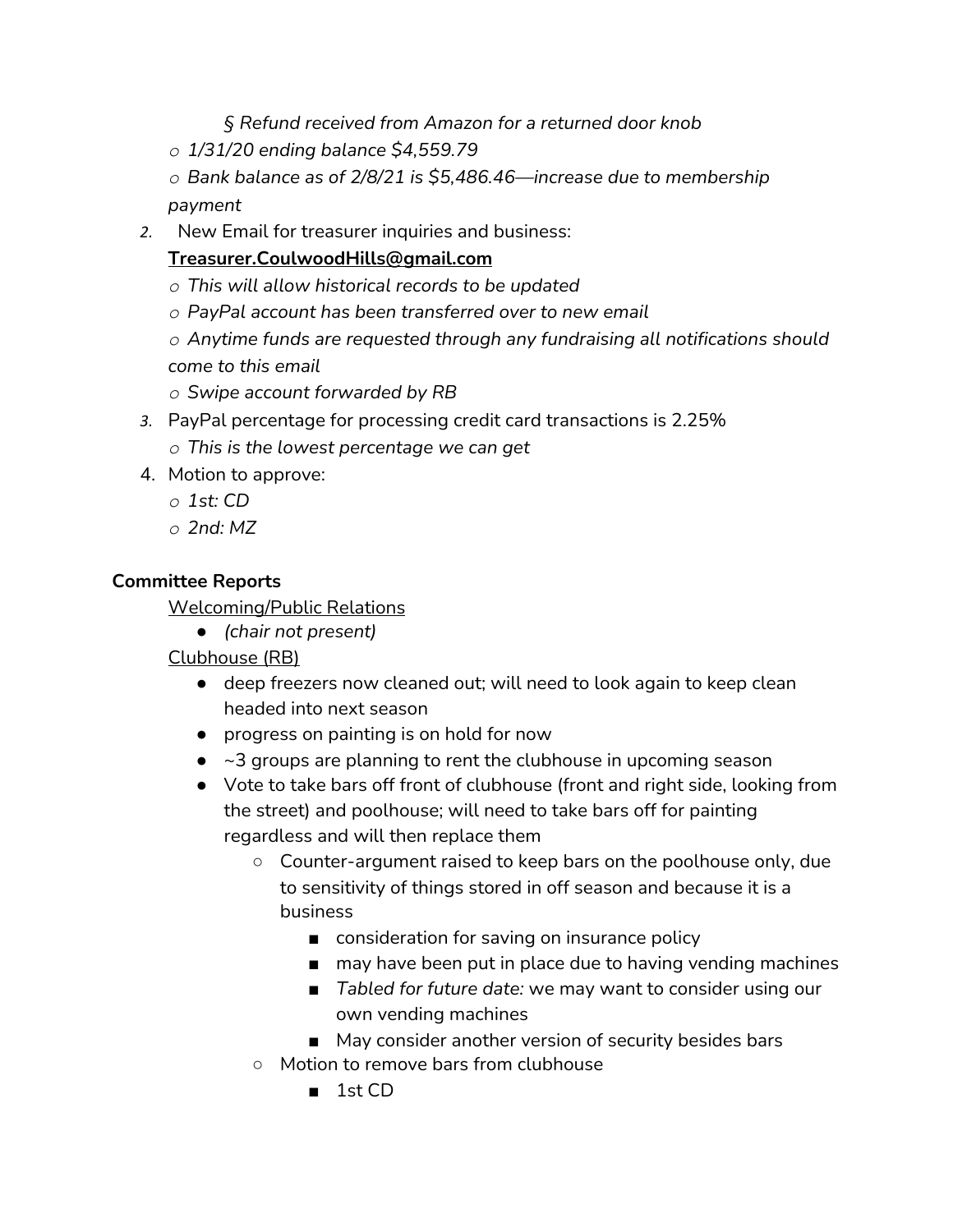- *§ Refund received from Amazon for a returned door knob*
    - *o 1/31/20 ending balance $4,559.79*
    - *o Bank balance as of 2/8/21 is $5,486.46—increase due to membership payment*
2. New Email for treasurer inquiries and business: **Treasurer.CoulwoodHills@gmail.com**
    - *o This will allow historical records to be updated*
    - *o PayPal account has been transferred over to new email*
    - *o Anytime funds are requested through any fundraising all notifications should come to this email*
    - *o Swipe account forwarded by RB*
3. PayPal percentage for processing credit card transactions is 2.25%
    - *o This is the lowest percentage we can get*
4. Motion to approve:
    - *o 1st: CD*
    - *o 2nd: MZ*

**Committee Reports**

Welcoming/Public Relations

- *(chair not present)*

Clubhouse (RB)

- deep freezers now cleaned out; will need to look again to keep clean headed into next season
- progress on painting is on hold for now
- ~3 groups are planning to rent the clubhouse in upcoming season
- Vote to take bars off front of clubhouse (front and right side, looking from the street) and poolhouse; will need to take bars off for painting regardless and will then replace them
    - Counter-argument raised to keep bars on the poolhouse only, due to sensitivity of things stored in off season and because it is a business
        - consideration for saving on insurance policy
        - may have been put in place due to having vending machines
        - *Tabled for future date:* we may want to consider using our own vending machines
        - May consider another version of security besides bars
    - Motion to remove bars from clubhouse
        - 1st CD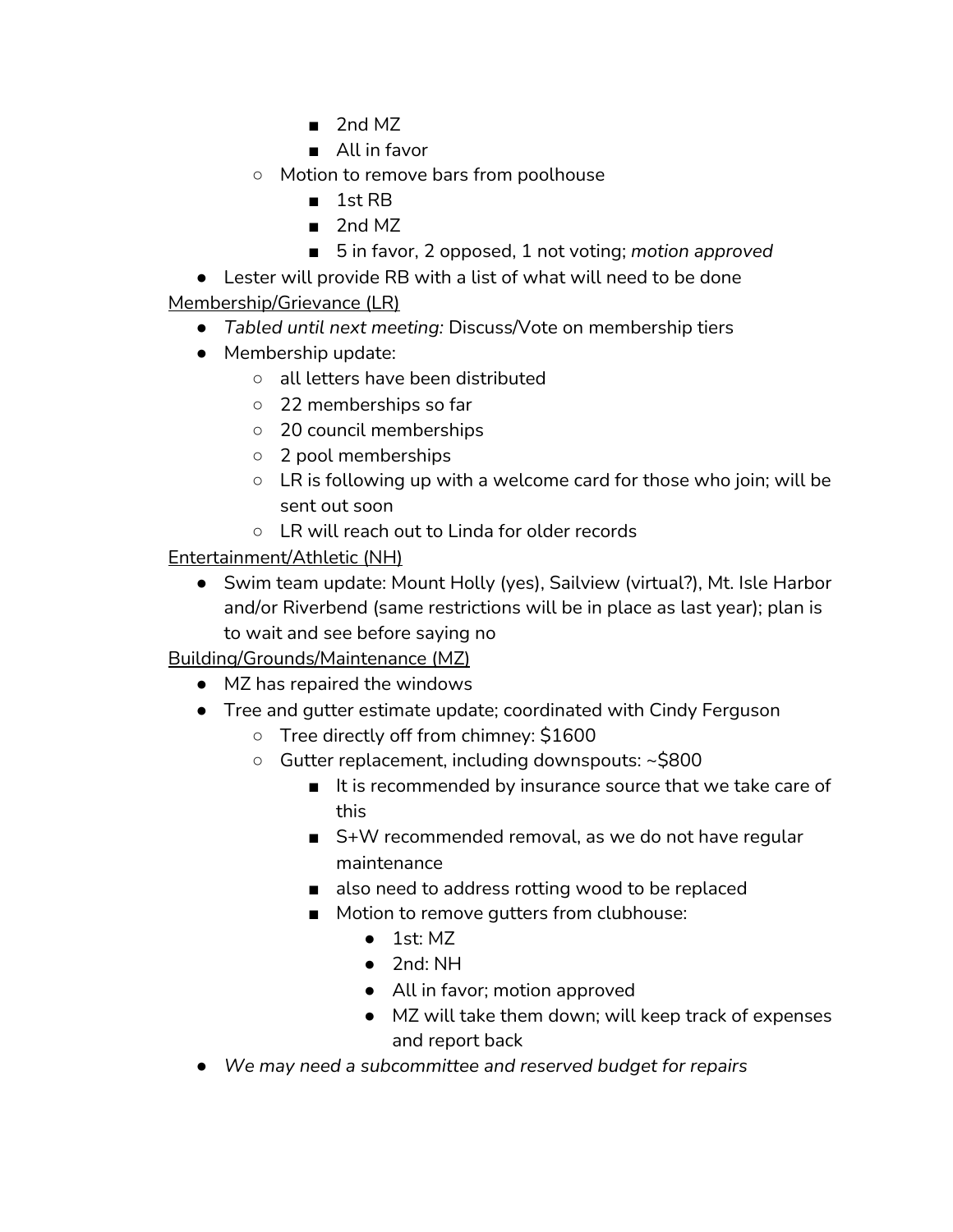- 2nd MZ
        - All in favor
    - Motion to remove bars from poolhouse
        - 1st RB
        - 2nd MZ
        - 5 in favor, 2 opposed, 1 not voting; *motion approved*
- Lester will provide RB with a list of what will need to be done

<u>Membership/Grievance (LR)</u>

- *Tabled until next meeting:* Discuss/Vote on membership tiers
- Membership update:
    - all letters have been distributed
    - 22 memberships so far
    - 20 council memberships
    - 2 pool memberships
    - LR is following up with a welcome card for those who join; will be sent out soon
    - LR will reach out to Linda for older records

<u>Entertainment/Athletic (NH)</u>

- Swim team update: Mount Holly (yes), Sailview (virtual?), Mt. Isle Harbor and/or Riverbend (same restrictions will be in place as last year); plan is to wait and see before saying no

<u>Building/Grounds/Maintenance (MZ)</u>

- MZ has repaired the windows
- Tree and gutter estimate update; coordinated with Cindy Ferguson
    - Tree directly off from chimney: $1600
    - Gutter replacement, including downspouts: ~$800
        - It is recommended by insurance source that we take care of this
        - S+W recommended removal, as we do not have regular maintenance
        - also need to address rotting wood to be replaced
        - Motion to remove gutters from clubhouse:
            - 1st: MZ
            - 2nd: NH
            - All in favor; motion approved
            - MZ will take them down; will keep track of expenses and report back
- *We may need a subcommittee and reserved budget for repairs*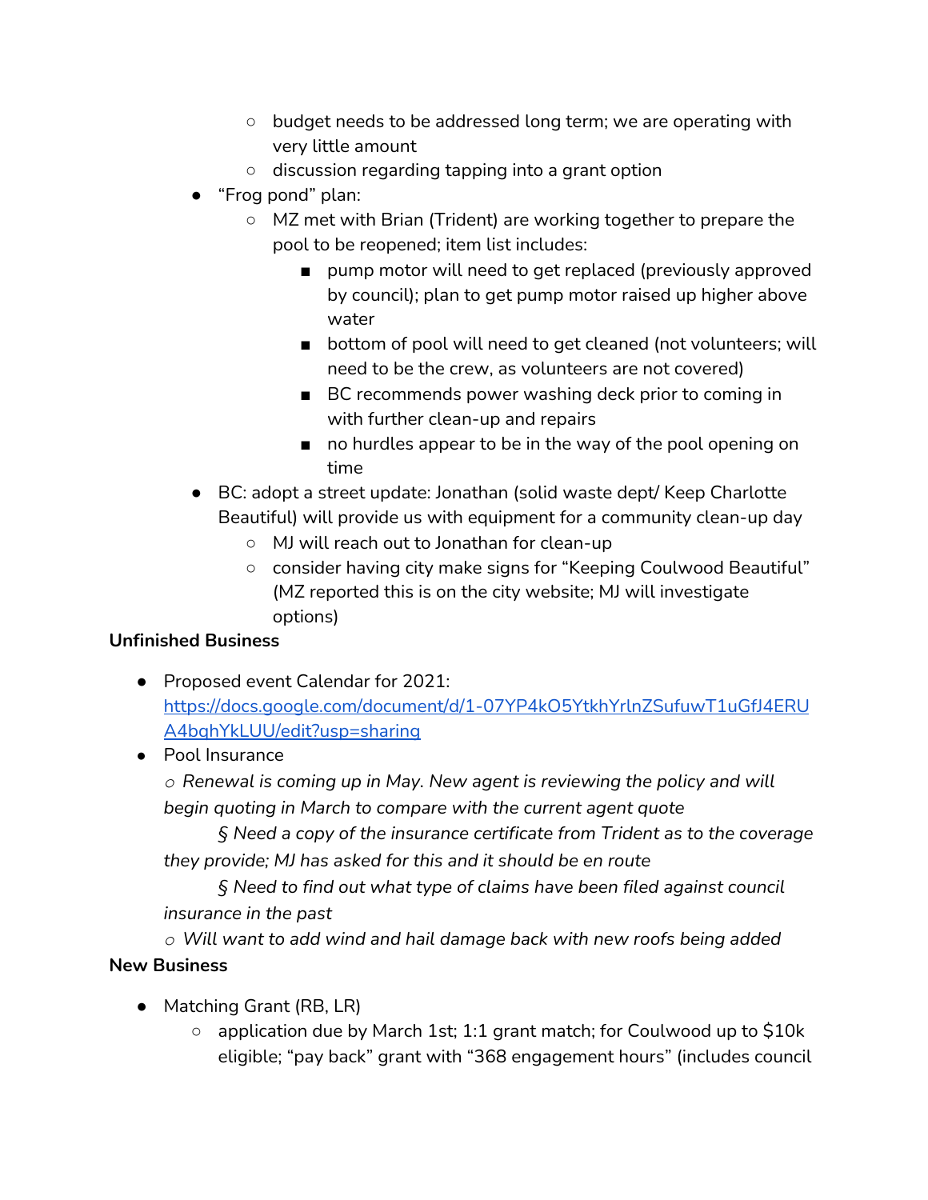- budget needs to be addressed long term; we are operating with very little amount
    - discussion regarding tapping into a grant option
- "Frog pond" plan:
    - MZ met with Brian (Trident) are working together to prepare the pool to be reopened; item list includes:
        - pump motor will need to get replaced (previously approved by council); plan to get pump motor raised up higher above water
        - bottom of pool will need to get cleaned (not volunteers; will need to be the crew, as volunteers are not covered)
        - BC recommends power washing deck prior to coming in with further clean-up and repairs
        - no hurdles appear to be in the way of the pool opening on time
- BC: adopt a street update: Jonathan (solid waste dept/ Keep Charlotte Beautiful) will provide us with equipment for a community clean-up day
    - MJ will reach out to Jonathan for clean-up
    - consider having city make signs for "Keeping Coulwood Beautiful" (MZ reported this is on the city website; MJ will investigate options)

**Unfinished Business**

- Proposed event Calendar for 2021: [https://docs.google.com/document/d/1-07YP4kO5YtkhYrlnZSufuwT1uGfJ4ERUA4bqhYkLUU/edit?usp=sharing](https://docs.google.com/document/d/1-07YP4kO5YtkhYrlnZSufuwT1uGfJ4ERUA4bqhYkLUU/edit?usp=sharing)
- Pool Insurance

  *o Renewal is coming up in May. New agent is reviewing the policy and will begin quoting in March to compare with the current agent quote*

  *§ Need a copy of the insurance certificate from Trident as to the coverage they provide; MJ has asked for this and it should be en route*

  *§ Need to find out what type of claims have been filed against council insurance in the past*

  *o Will want to add wind and hail damage back with new roofs being added*

**New Business**

- Matching Grant (RB, LR)
    - application due by March 1st; 1:1 grant match; for Coulwood up to $10k eligible; "pay back" grant with "368 engagement hours" (includes council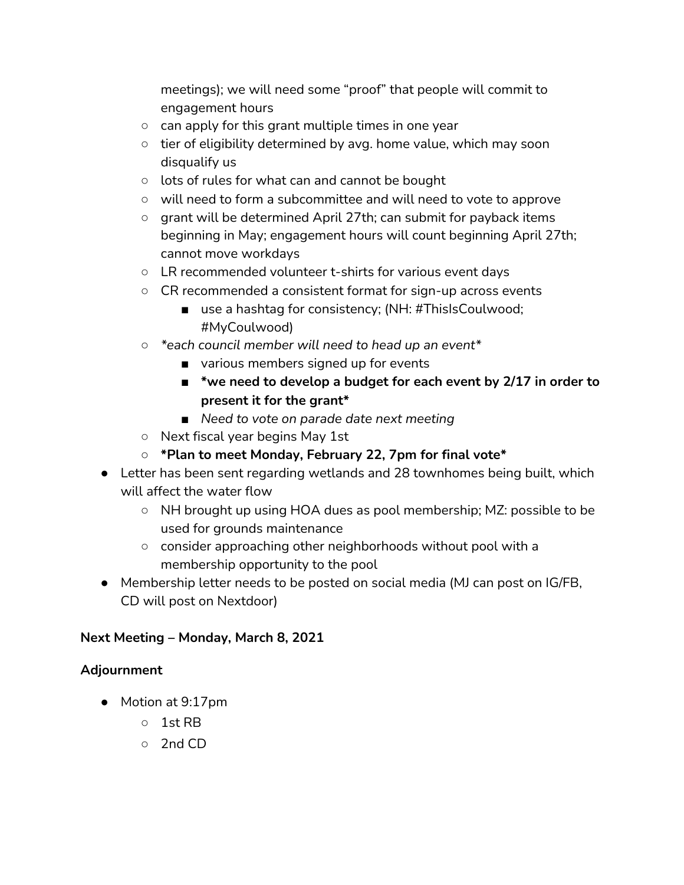- meetings); we will need some "proof" that people will commit to engagement hours
  - can apply for this grant multiple times in one year
  - tier of eligibility determined by avg. home value, which may soon disqualify us
  - lots of rules for what can and cannot be bought
  - will need to form a subcommittee and will need to vote to approve
  - grant will be determined April 27th; can submit for payback items beginning in May; engagement hours will count beginning April 27th; cannot move workdays
  - LR recommended volunteer t-shirts for various event days
  - CR recommended a consistent format for sign-up across events
    - use a hashtag for consistency; (NH: #ThisIsCoulwood; #MyCoulwood)
  - *\*each council member will need to head up an event\**
    - various members signed up for events
    - **\*we need to develop a budget for each event by 2/17 in order to present it for the grant\***
    - *Need to vote on parade date next meeting*
  - Next fiscal year begins May 1st
  - **\*Plan to meet Monday, February 22, 7pm for final vote\***
- Letter has been sent regarding wetlands and 28 townhomes being built, which will affect the water flow
  - NH brought up using HOA dues as pool membership; MZ: possible to be used for grounds maintenance
  - consider approaching other neighborhoods without pool with a membership opportunity to the pool
- Membership letter needs to be posted on social media (MJ can post on IG/FB, CD will post on Nextdoor)

**Next Meeting – Monday, March 8, 2021**

**Adjournment**

- Motion at 9:17pm
  - 1st RB
  - 2nd CD